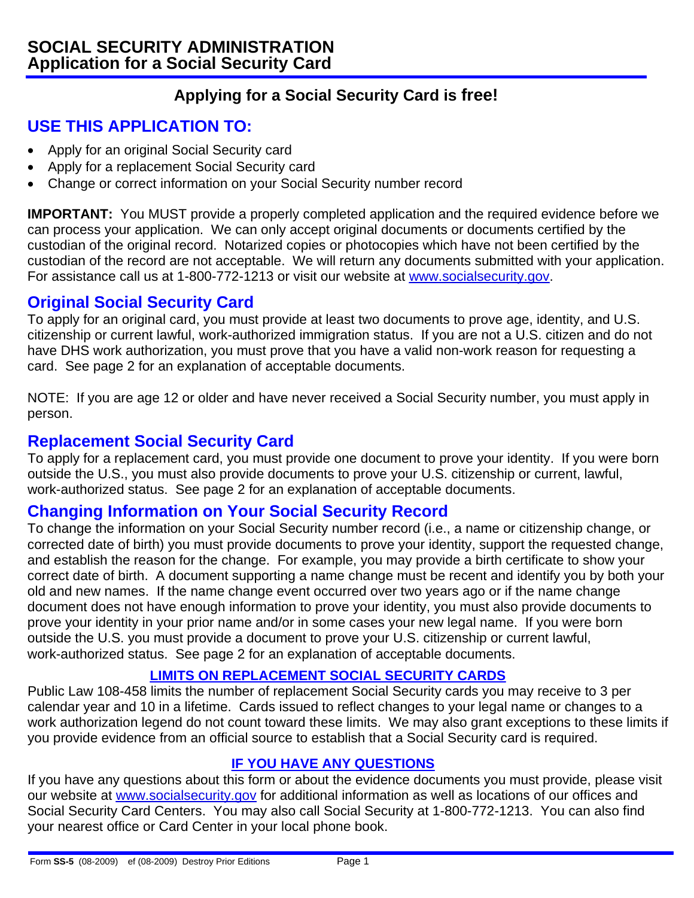# SOCIAL SECURITY ADMINISTRATION
# Application for a Social Security Card

### Applying for a Social Security Card is free!

## USE THIS APPLICATION TO:

- Apply for an original Social Security card
- Apply for a replacement Social Security card
- Change or correct information on your Social Security number record

**IMPORTANT:** You MUST provide a properly completed application and the required evidence before we can process your application. We can only accept original documents or documents certified by the custodian of the original record. Notarized copies or photocopies which have not been certified by the custodian of the record are not acceptable. We will return any documents submitted with your application. For assistance call us at 1-800-772-1213 or visit our website at www.socialsecurity.gov.

## Original Social Security Card

To apply for an original card, you must provide at least two documents to prove age, identity, and U.S. citizenship or current lawful, work-authorized immigration status. If you are not a U.S. citizen and do not have DHS work authorization, you must prove that you have a valid non-work reason for requesting a card. See page 2 for an explanation of acceptable documents.

NOTE: If you are age 12 or older and have never received a Social Security number, you must apply in person.

## Replacement Social Security Card

To apply for a replacement card, you must provide one document to prove your identity. If you were born outside the U.S., you must also provide documents to prove your U.S. citizenship or current, lawful, work-authorized status. See page 2 for an explanation of acceptable documents.

## Changing Information on Your Social Security Record

To change the information on your Social Security number record (i.e., a name or citizenship change, or corrected date of birth) you must provide documents to prove your identity, support the requested change, and establish the reason for the change. For example, you may provide a birth certificate to show your correct date of birth. A document supporting a name change must be recent and identify you by both your old and new names. If the name change event occurred over two years ago or if the name change document does not have enough information to prove your identity, you must also provide documents to prove your identity in your prior name and/or in some cases your new legal name. If you were born outside the U.S. you must provide a document to prove your U.S. citizenship or current lawful, work-authorized status. See page 2 for an explanation of acceptable documents.

### LIMITS ON REPLACEMENT SOCIAL SECURITY CARDS

Public Law 108-458 limits the number of replacement Social Security cards you may receive to 3 per calendar year and 10 in a lifetime. Cards issued to reflect changes to your legal name or changes to a work authorization legend do not count toward these limits. We may also grant exceptions to these limits if you provide evidence from an official source to establish that a Social Security card is required.

### IF YOU HAVE ANY QUESTIONS

If you have any questions about this form or about the evidence documents you must provide, please visit our website at www.socialsecurity.gov for additional information as well as locations of our offices and Social Security Card Centers. You may also call Social Security at 1-800-772-1213. You can also find your nearest office or Card Center in your local phone book.

Form **SS-5** (08-2009) ef (08-2009) Destroy Prior Editions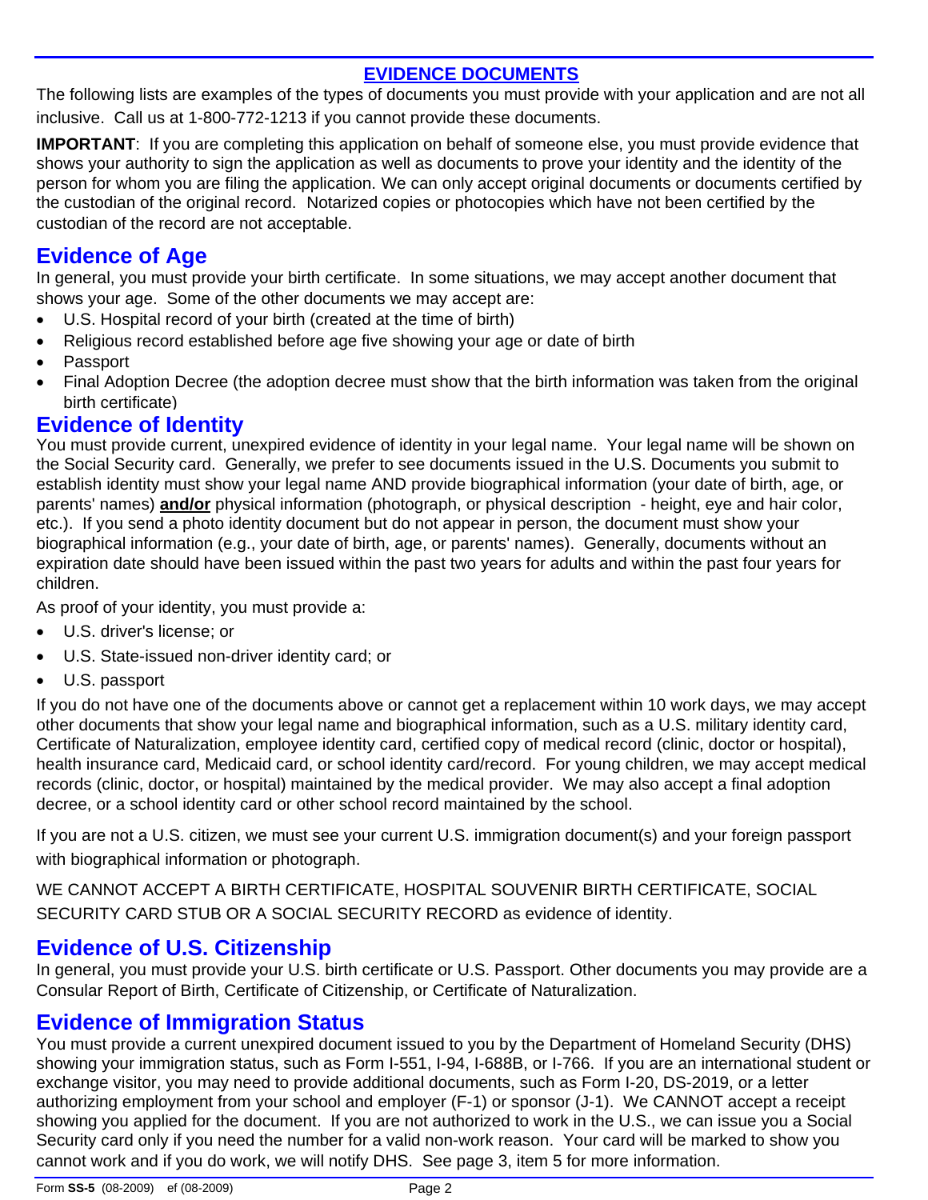## EVIDENCE DOCUMENTS

The following lists are examples of the types of documents you must provide with your application and are not all inclusive. Call us at 1-800-772-1213 if you cannot provide these documents.

**IMPORTANT**: If you are completing this application on behalf of someone else, you must provide evidence that shows your authority to sign the application as well as documents to prove your identity and the identity of the person for whom you are filing the application. We can only accept original documents or documents certified by the custodian of the original record. Notarized copies or photocopies which have not been certified by the custodian of the record are not acceptable.

## Evidence of Age

In general, you must provide your birth certificate. In some situations, we may accept another document that shows your age. Some of the other documents we may accept are:

- U.S. Hospital record of your birth (created at the time of birth)
- Religious record established before age five showing your age or date of birth
- Passport
- Final Adoption Decree (the adoption decree must show that the birth information was taken from the original birth certificate)

## Evidence of Identity

You must provide current, unexpired evidence of identity in your legal name. Your legal name will be shown on the Social Security card. Generally, we prefer to see documents issued in the U.S. Documents you submit to establish identity must show your legal name AND provide biographical information (your date of birth, age, or parents' names) **and/or** physical information (photograph, or physical description - height, eye and hair color, etc.). If you send a photo identity document but do not appear in person, the document must show your biographical information (e.g., your date of birth, age, or parents' names). Generally, documents without an expiration date should have been issued within the past two years for adults and within the past four years for children.

As proof of your identity, you must provide a:

- U.S. driver's license; or
- U.S. State-issued non-driver identity card; or
- U.S. passport

If you do not have one of the documents above or cannot get a replacement within 10 work days, we may accept other documents that show your legal name and biographical information, such as a U.S. military identity card, Certificate of Naturalization, employee identity card, certified copy of medical record (clinic, doctor or hospital), health insurance card, Medicaid card, or school identity card/record. For young children, we may accept medical records (clinic, doctor, or hospital) maintained by the medical provider. We may also accept a final adoption decree, or a school identity card or other school record maintained by the school.

If you are not a U.S. citizen, we must see your current U.S. immigration document(s) and your foreign passport with biographical information or photograph.

WE CANNOT ACCEPT A BIRTH CERTIFICATE, HOSPITAL SOUVENIR BIRTH CERTIFICATE, SOCIAL SECURITY CARD STUB OR A SOCIAL SECURITY RECORD as evidence of identity.

## Evidence of U.S. Citizenship

In general, you must provide your U.S. birth certificate or U.S. Passport. Other documents you may provide are a Consular Report of Birth, Certificate of Citizenship, or Certificate of Naturalization.

## Evidence of Immigration Status

You must provide a current unexpired document issued to you by the Department of Homeland Security (DHS) showing your immigration status, such as Form I-551, I-94, I-688B, or I-766. If you are an international student or exchange visitor, you may need to provide additional documents, such as Form I-20, DS-2019, or a letter authorizing employment from your school and employer (F-1) or sponsor (J-1). We CANNOT accept a receipt showing you applied for the document. If you are not authorized to work in the U.S., we can issue you a Social Security card only if you need the number for a valid non-work reason. Your card will be marked to show you cannot work and if you do work, we will notify DHS. See page 3, item 5 for more information.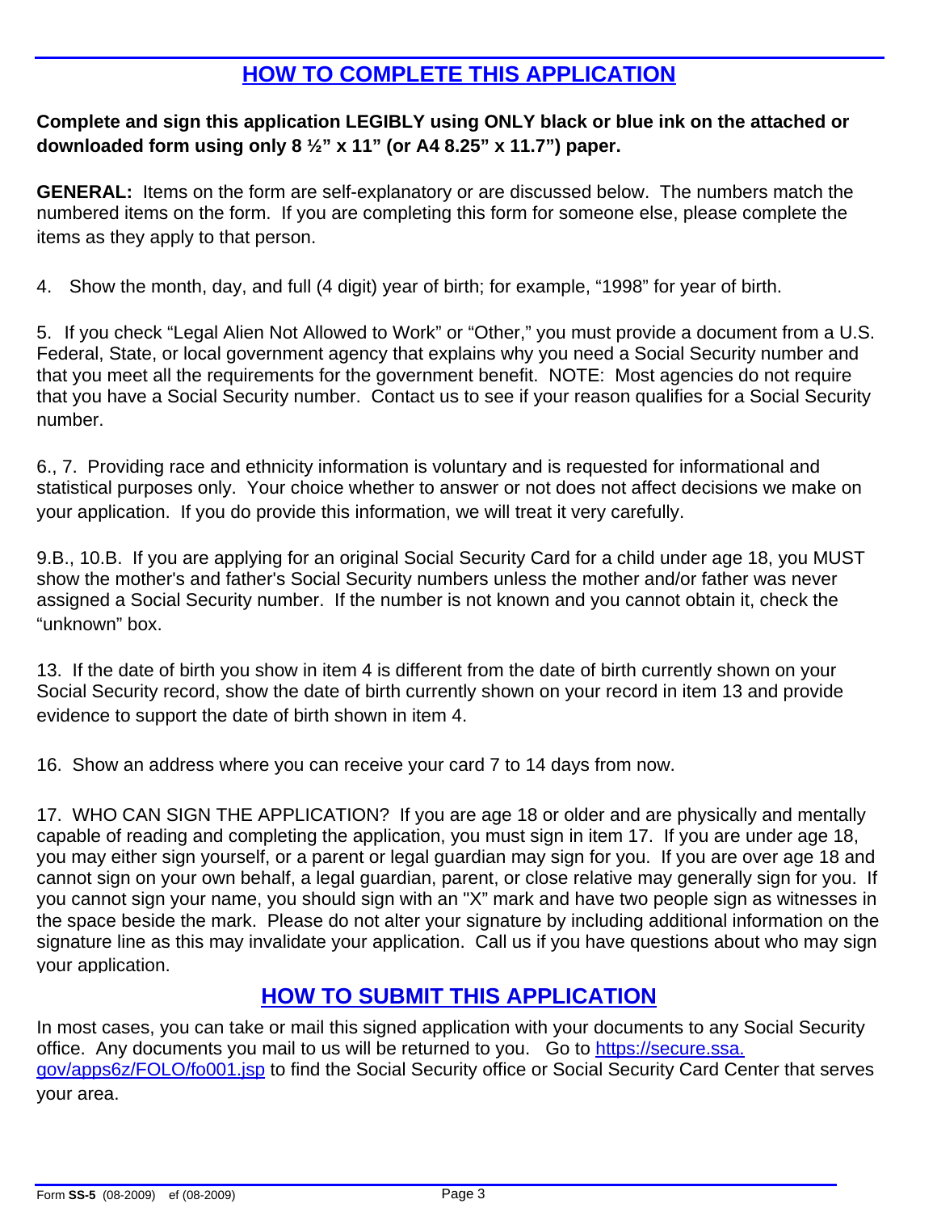## HOW TO COMPLETE THIS APPLICATION

**Complete and sign this application LEGIBLY using ONLY black or blue ink on the attached or downloaded form using only 8 ½" x 11" (or A4 8.25" x 11.7") paper.**

**GENERAL:** Items on the form are self-explanatory or are discussed below. The numbers match the numbered items on the form. If you are completing this form for someone else, please complete the items as they apply to that person.

4. Show the month, day, and full (4 digit) year of birth; for example, "1998" for year of birth.

5. If you check "Legal Alien Not Allowed to Work" or "Other," you must provide a document from a U.S. Federal, State, or local government agency that explains why you need a Social Security number and that you meet all the requirements for the government benefit. NOTE: Most agencies do not require that you have a Social Security number. Contact us to see if your reason qualifies for a Social Security number.

6., 7. Providing race and ethnicity information is voluntary and is requested for informational and statistical purposes only. Your choice whether to answer or not does not affect decisions we make on your application. If you do provide this information, we will treat it very carefully.

9.B., 10.B. If you are applying for an original Social Security Card for a child under age 18, you MUST show the mother's and father's Social Security numbers unless the mother and/or father was never assigned a Social Security number. If the number is not known and you cannot obtain it, check the "unknown" box.

13. If the date of birth you show in item 4 is different from the date of birth currently shown on your Social Security record, show the date of birth currently shown on your record in item 13 and provide evidence to support the date of birth shown in item 4.

16. Show an address where you can receive your card 7 to 14 days from now.

17. WHO CAN SIGN THE APPLICATION? If you are age 18 or older and are physically and mentally capable of reading and completing the application, you must sign in item 17. If you are under age 18, you may either sign yourself, or a parent or legal guardian may sign for you. If you are over age 18 and cannot sign on your own behalf, a legal guardian, parent, or close relative may generally sign for you. If you cannot sign your name, you should sign with an "X" mark and have two people sign as witnesses in the space beside the mark. Please do not alter your signature by including additional information on the signature line as this may invalidate your application. Call us if you have questions about who may sign your application.

## HOW TO SUBMIT THIS APPLICATION

In most cases, you can take or mail this signed application with your documents to any Social Security office. Any documents you mail to us will be returned to you. Go to https://secure.ssa.gov/apps6z/FOLO/fo001.jsp to find the Social Security office or Social Security Card Center that serves your area.

Form **SS-5** (08-2009) ef (08-2009)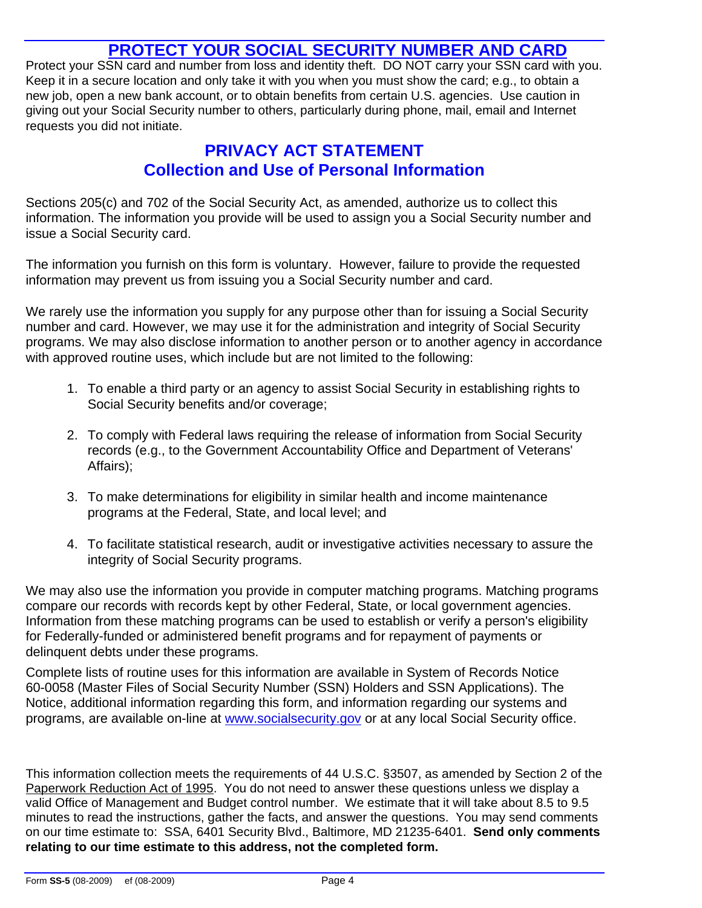## PROTECT YOUR SOCIAL SECURITY NUMBER AND CARD

Protect your SSN card and number from loss and identity theft. DO NOT carry your SSN card with you. Keep it in a secure location and only take it with you when you must show the card; e.g., to obtain a new job, open a new bank account, or to obtain benefits from certain U.S. agencies. Use caution in giving out your Social Security number to others, particularly during phone, mail, email and Internet requests you did not initiate.

## PRIVACY ACT STATEMENT
## Collection and Use of Personal Information

Sections 205(c) and 702 of the Social Security Act, as amended, authorize us to collect this information. The information you provide will be used to assign you a Social Security number and issue a Social Security card.

The information you furnish on this form is voluntary. However, failure to provide the requested information may prevent us from issuing you a Social Security number and card.

We rarely use the information you supply for any purpose other than for issuing a Social Security number and card. However, we may use it for the administration and integrity of Social Security programs. We may also disclose information to another person or to another agency in accordance with approved routine uses, which include but are not limited to the following:

1. To enable a third party or an agency to assist Social Security in establishing rights to Social Security benefits and/or coverage;
2. To comply with Federal laws requiring the release of information from Social Security records (e.g., to the Government Accountability Office and Department of Veterans' Affairs);
3. To make determinations for eligibility in similar health and income maintenance programs at the Federal, State, and local level; and
4. To facilitate statistical research, audit or investigative activities necessary to assure the integrity of Social Security programs.

We may also use the information you provide in computer matching programs. Matching programs compare our records with records kept by other Federal, State, or local government agencies. Information from these matching programs can be used to establish or verify a person's eligibility for Federally-funded or administered benefit programs and for repayment of payments or delinquent debts under these programs.

Complete lists of routine uses for this information are available in System of Records Notice 60-0058 (Master Files of Social Security Number (SSN) Holders and SSN Applications). The Notice, additional information regarding this form, and information regarding our systems and programs, are available on-line at www.socialsecurity.gov or at any local Social Security office.

This information collection meets the requirements of 44 U.S.C. §3507, as amended by Section 2 of the Paperwork Reduction Act of 1995. You do not need to answer these questions unless we display a valid Office of Management and Budget control number. We estimate that it will take about 8.5 to 9.5 minutes to read the instructions, gather the facts, and answer the questions. You may send comments on our time estimate to: SSA, 6401 Security Blvd., Baltimore, MD 21235-6401. **Send only comments relating to our time estimate to this address, not the completed form.**

Form **SS-5** (08-2009) ef (08-2009)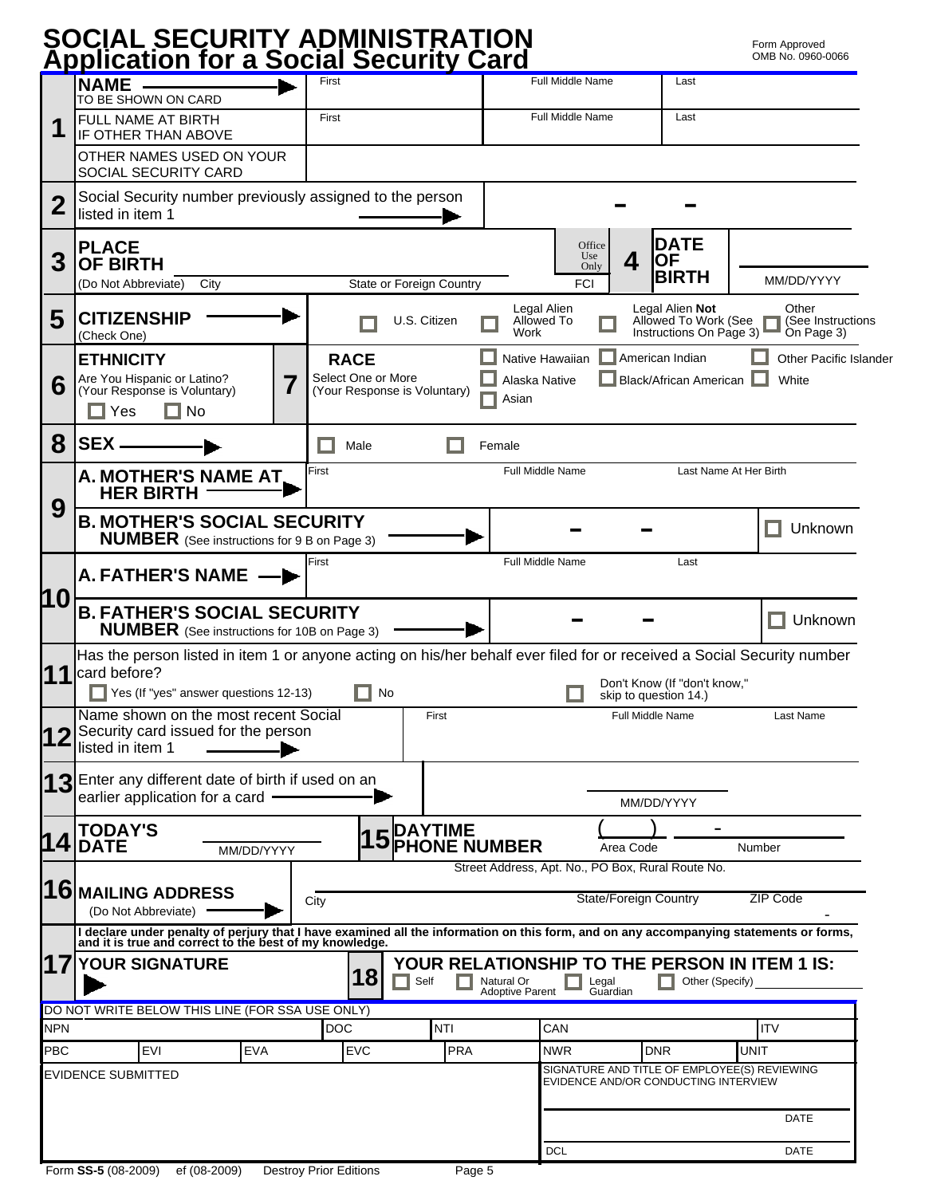# SOCIAL SECURITY ADMINISTRATION
# Application for a Social Security Card

Form Approved
OMB No. 0960-0066

| | | | | |
|---|---|---|---|---|
| **1** | **NAME** TO BE SHOWN ON CARD | First | Full Middle Name | Last |
| | FULL NAME AT BIRTH IF OTHER THAN ABOVE | First | Full Middle Name | Last |
| | OTHER NAMES USED ON YOUR SOCIAL SECURITY CARD | | | |
| **2** | Social Security number previously assigned to the person listed in item 1 | - - | | |
| **3** | **PLACE OF BIRTH** (Do Not Abbreviate) | City | State or Foreign Country | Office Use Only FCI |
| **4** | **DATE OF BIRTH** | MM/DD/YYYY | | |
| **5** | **CITIZENSHIP** (Check One) | ☐ U.S. Citizen ☐ Legal Alien Allowed To Work | ☐ Legal Alien **Not** Allowed To Work (See Instructions On Page 3) | ☐ Other (See Instructions On Page 3) |
| **6** | **ETHNICITY** Are You Hispanic or Latino? (Your Response is Voluntary) ☐ Yes ☐ No | | | |
| **7** | **RACE** Select One or More (Your Response is Voluntary) | ☐ Native Hawaiian ☐ Alaska Native ☐ Asian | ☐ American Indian ☐ Black/African American | ☐ Other Pacific Islander ☐ White |
| **8** | **SEX** | ☐ Male | ☐ Female | |
| **9** | **A. MOTHER'S NAME AT HER BIRTH** | First | Full Middle Name | Last Name At Her Birth |
| | **B. MOTHER'S SOCIAL SECURITY NUMBER** (See instructions for 9 B on Page 3) | - - | | ☐ Unknown |
| **10** | **A. FATHER'S NAME** | First | Full Middle Name | Last |
| | **B. FATHER'S SOCIAL SECURITY NUMBER** (See instructions for 10B on Page 3) | - - | | ☐ Unknown |
| **11** | Has the person listed in item 1 or anyone acting on his/her behalf ever filed for or received a Social Security number card before? | ☐ Yes (If "yes" answer questions 12-13) | ☐ No | ☐ Don't Know (If "don't know," skip to question 14.) |
| **12** | Name shown on the most recent Social Security card issued for the person listed in item 1 | First | Full Middle Name | Last Name |
| **13** | Enter any different date of birth if used on an earlier application for a card | MM/DD/YYYY | | |
| **14** | **TODAY'S DATE** | MM/DD/YYYY | | |
| **15** | **DAYTIME PHONE NUMBER** | ( ) Area Code | - Number | |
| **16** | **MAILING ADDRESS** (Do Not Abbreviate) | Street Address, Apt. No., PO Box, Rural Route No. | | |
| | | City | State/Foreign Country | ZIP Code - |

I declare under penalty of perjury that I have examined all the information on this form, and on any accompanying statements or forms, and it is true and correct to the best of my knowledge.

| | | | |
|---|---|---|---|
| **17** | **YOUR SIGNATURE** | **18** | **YOUR RELATIONSHIP TO THE PERSON IN ITEM 1 IS:** ☐ Self ☐ Natural Or Adoptive Parent ☐ Legal Guardian ☐ Other (Specify) ________ |

DO NOT WRITE BELOW THIS LINE (FOR SSA USE ONLY)

| | | | | | | | | |
|---|---|---|---|---|---|---|---|---|
| NPN | | | DOC | NTI | CAN | | | ITV |
| PBC | EVI | EVA | EVC | PRA | NWR | DNR | | UNIT |
| EVIDENCE SUBMITTED | | | | | SIGNATURE AND TITLE OF EMPLOYEE(S) REVIEWING EVIDENCE AND/OR CONDUCTING INTERVIEW | | | |
| | | | | | | | | DATE |
| | | | | | DCL | | | DATE |

Form **SS-5** (08-2009) ef (08-2009) Destroy Prior Editions